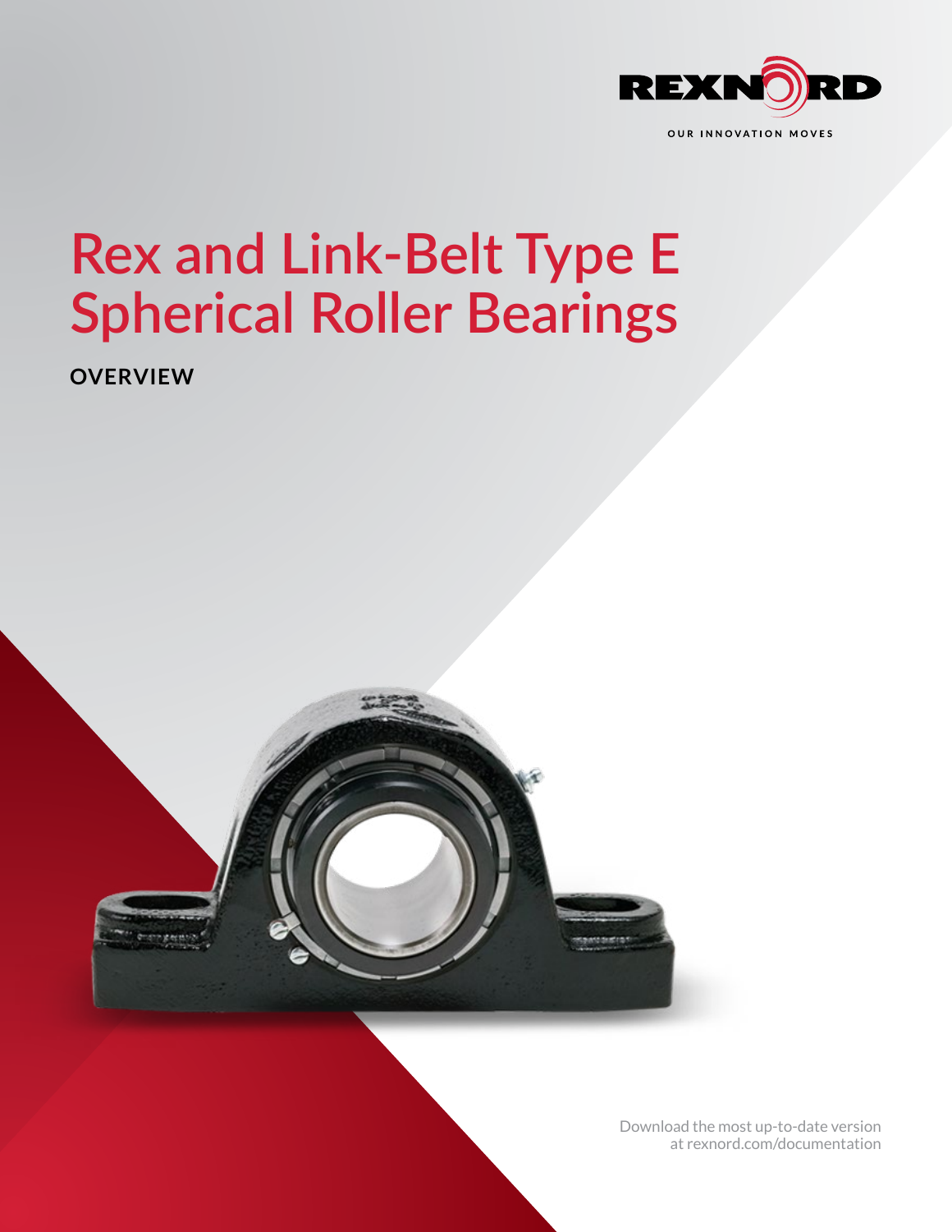REXNORD

OUR INNOVATION MOVES

# Rex and Link-Belt Type E Spherical Roller Bearings

**OVERVIEW**

Download the most up-to-date version at rexnord.com/documentation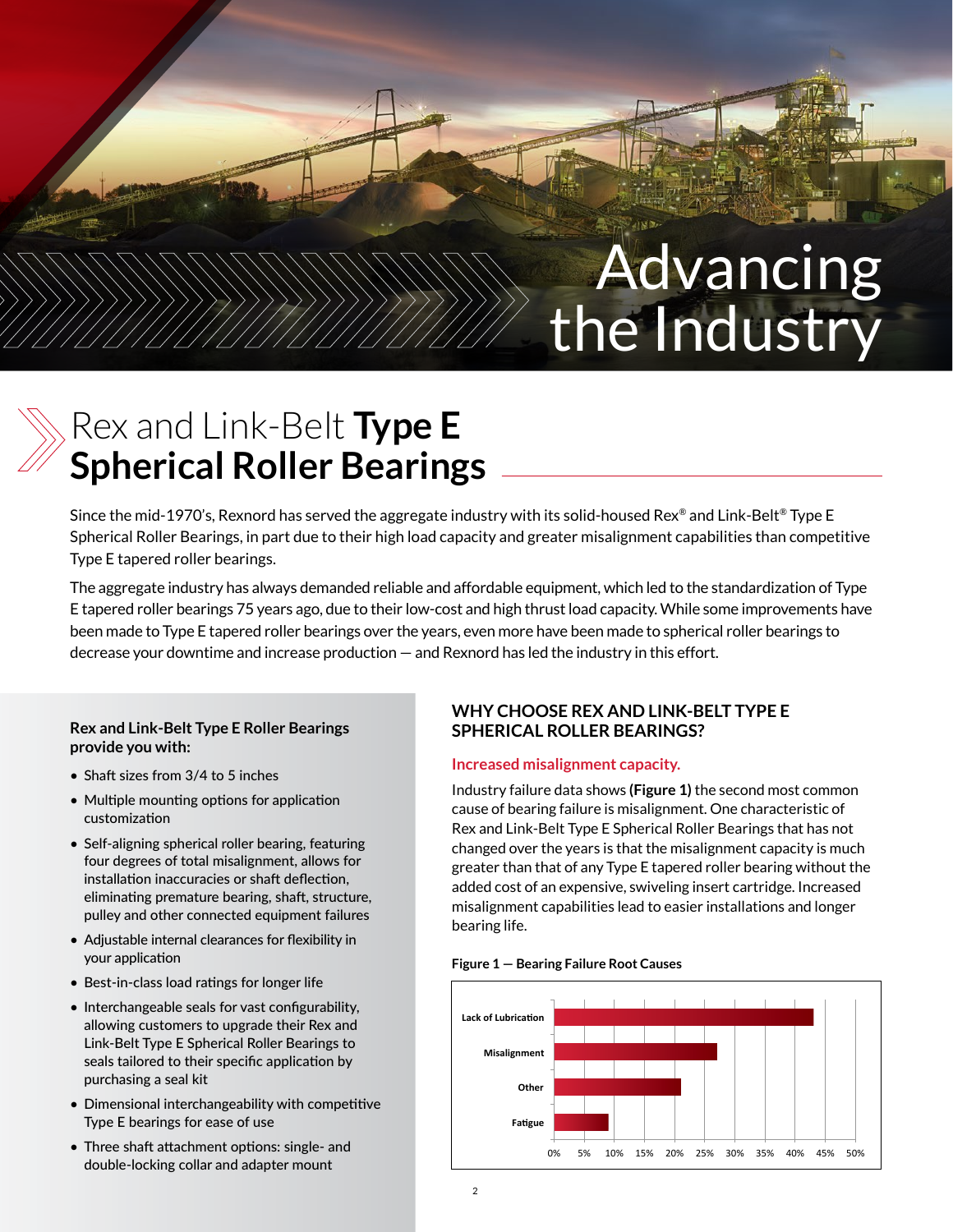# Advancing the Industry

## Rex and Link-Belt **Type E Spherical Roller Bearings**

Since the mid-1970's, Rexnord has served the aggregate industry with its solid-housed Rex® and Link-Belt® Type E Spherical Roller Bearings, in part due to their high load capacity and greater misalignment capabilities than competitive Type E tapered roller bearings.

The aggregate industry has always demanded reliable and affordable equipment, which led to the standardization of Type E tapered roller bearings 75 years ago, due to their low-cost and high thrust load capacity. While some improvements have been made to Type E tapered roller bearings over the years, even more have been made to spherical roller bearings to decrease your downtime and increase production — and Rexnord has led the industry in this effort.

**Rex and Link-Belt Type E Roller Bearings provide you with:**

- Shaft sizes from 3/4 to 5 inches
- Multiple mounting options for application customization
- Self-aligning spherical roller bearing, featuring four degrees of total misalignment, allows for installation inaccuracies or shaft deflection, eliminating premature bearing, shaft, structure, pulley and other connected equipment failures
- Adjustable internal clearances for flexibility in your application
- Best-in-class load ratings for longer life
- Interchangeable seals for vast configurability, allowing customers to upgrade their Rex and Link-Belt Type E Spherical Roller Bearings to seals tailored to their specific application by purchasing a seal kit
- Dimensional interchangeability with competitive Type E bearings for ease of use
- Three shaft attachment options: single- and double-locking collar and adapter mount

### WHY CHOOSE REX AND LINK-BELT TYPE E SPHERICAL ROLLER BEARINGS?

**Increased misalignment capacity.**

Industry failure data shows **(Figure 1)** the second most common cause of bearing failure is misalignment. One characteristic of Rex and Link-Belt Type E Spherical Roller Bearings that has not changed over the years is that the misalignment capacity is much greater than that of any Type E tapered roller bearing without the added cost of an expensive, swiveling insert cartridge. Increased misalignment capabilities lead to easier installations and longer bearing life.

**Figure 1 — Bearing Failure Root Causes**

| Root Cause | Approx. Share |
|---|---|
| Lack of Lubrication | ~43% |
| Misalignment | ~27% |
| Other | ~21% |
| Fatigue | ~9% |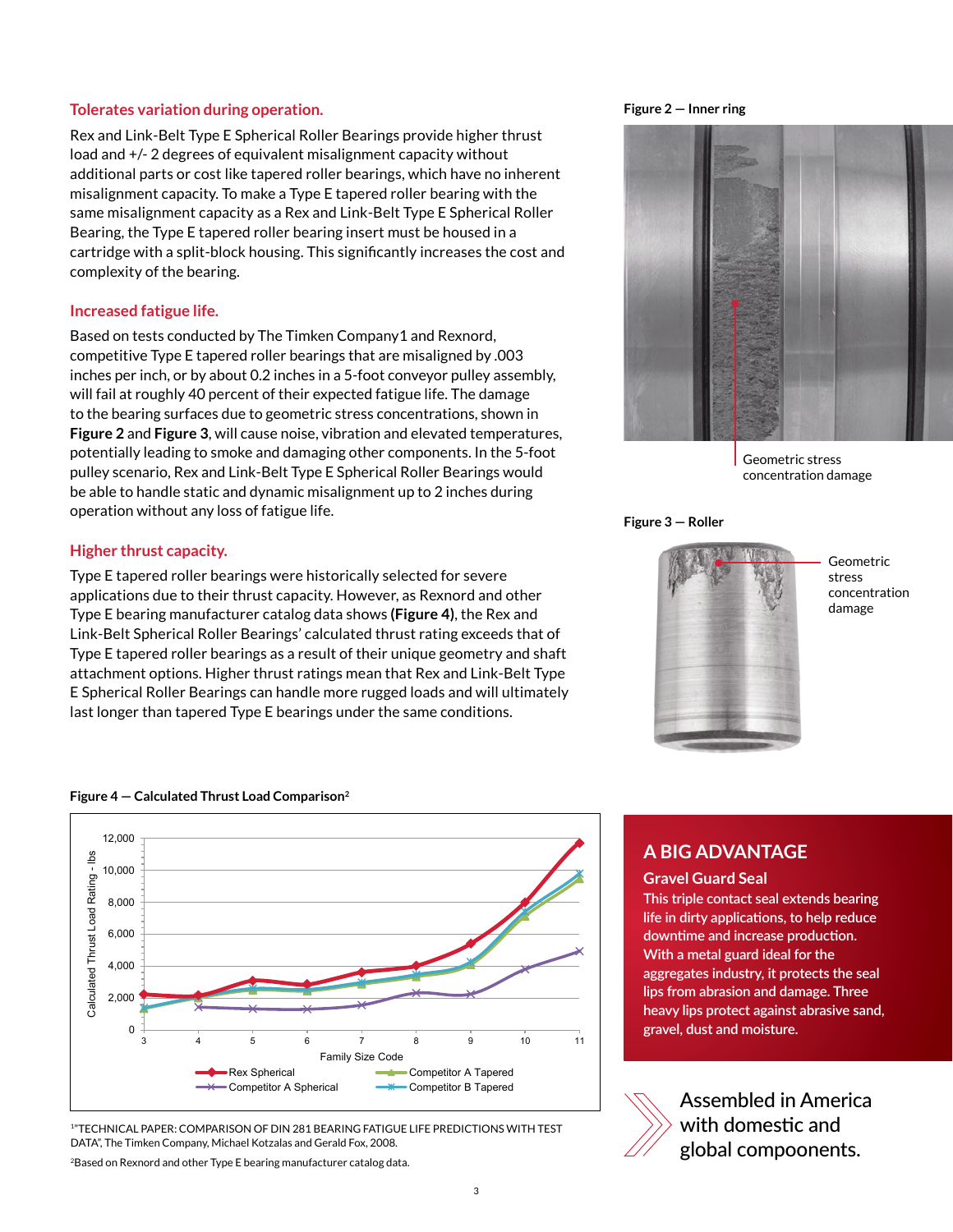### Tolerates variation during operation.

Rex and Link-Belt Type E Spherical Roller Bearings provide higher thrust load and +/- 2 degrees of equivalent misalignment capacity without additional parts or cost like tapered roller bearings, which have no inherent misalignment capacity. To make a Type E tapered roller bearing with the same misalignment capacity as a Rex and Link-Belt Type E Spherical Roller Bearing, the Type E tapered roller bearing insert must be housed in a cartridge with a split-block housing. This significantly increases the cost and complexity of the bearing.

### Increased fatigue life.

Based on tests conducted by The Timken Company[1] and Rexnord, competitive Type E tapered roller bearings that are misaligned by .003 inches per inch, or by about 0.2 inches in a 5-foot conveyor pulley assembly, will fail at roughly 40 percent of their expected fatigue life. The damage to the bearing surfaces due to geometric stress concentrations, shown in **Figure 2** and **Figure 3**, will cause noise, vibration and elevated temperatures, potentially leading to smoke and damaging other components. In the 5-foot pulley scenario, Rex and Link-Belt Type E Spherical Roller Bearings would be able to handle static and dynamic misalignment up to 2 inches during operation without any loss of fatigue life.

### Higher thrust capacity.

Type E tapered roller bearings were historically selected for severe applications due to their thrust capacity. However, as Rexnord and other Type E bearing manufacturer catalog data shows **(Figure 4)**, the Rex and Link-Belt Spherical Roller Bearings' calculated thrust rating exceeds that of Type E tapered roller bearings as a result of their unique geometry and shaft attachment options. Higher thrust ratings mean that Rex and Link-Belt Type E Spherical Roller Bearings can handle more rugged loads and will ultimately last longer than tapered Type E bearings under the same conditions.

**Figure 2 — Inner ring**

Geometric stress concentration damage

**Figure 3 — Roller**

Geometric stress concentration damage

**Figure 4 — Calculated Thrust Load Comparison**[2]

Calculated Thrust Load Rating - lbs (0 – 12,000) vs. Family Size Code (3 – 11)

Legend: Rex Spherical; Competitor A Tapered; Competitor A Spherical; Competitor B Tapered

[1] "TECHNICAL PAPER: COMPARISON OF DIN 281 BEARING FATIGUE LIFE PREDICTIONS WITH TEST DATA", The Timken Company, Michael Kotzalas and Gerald Fox, 2008.

[2] Based on Rexnord and other Type E bearing manufacturer catalog data.

## A BIG ADVANTAGE

### Gravel Guard Seal

This triple contact seal extends bearing life in dirty applications, to help reduce downtime and increase production. With a metal guard ideal for the aggregates industry, it protects the seal lips from abrasion and damage. Three heavy lips protect against abrasive sand, gravel, dust and moisture.

Assembled in America with domestic and global compoonents.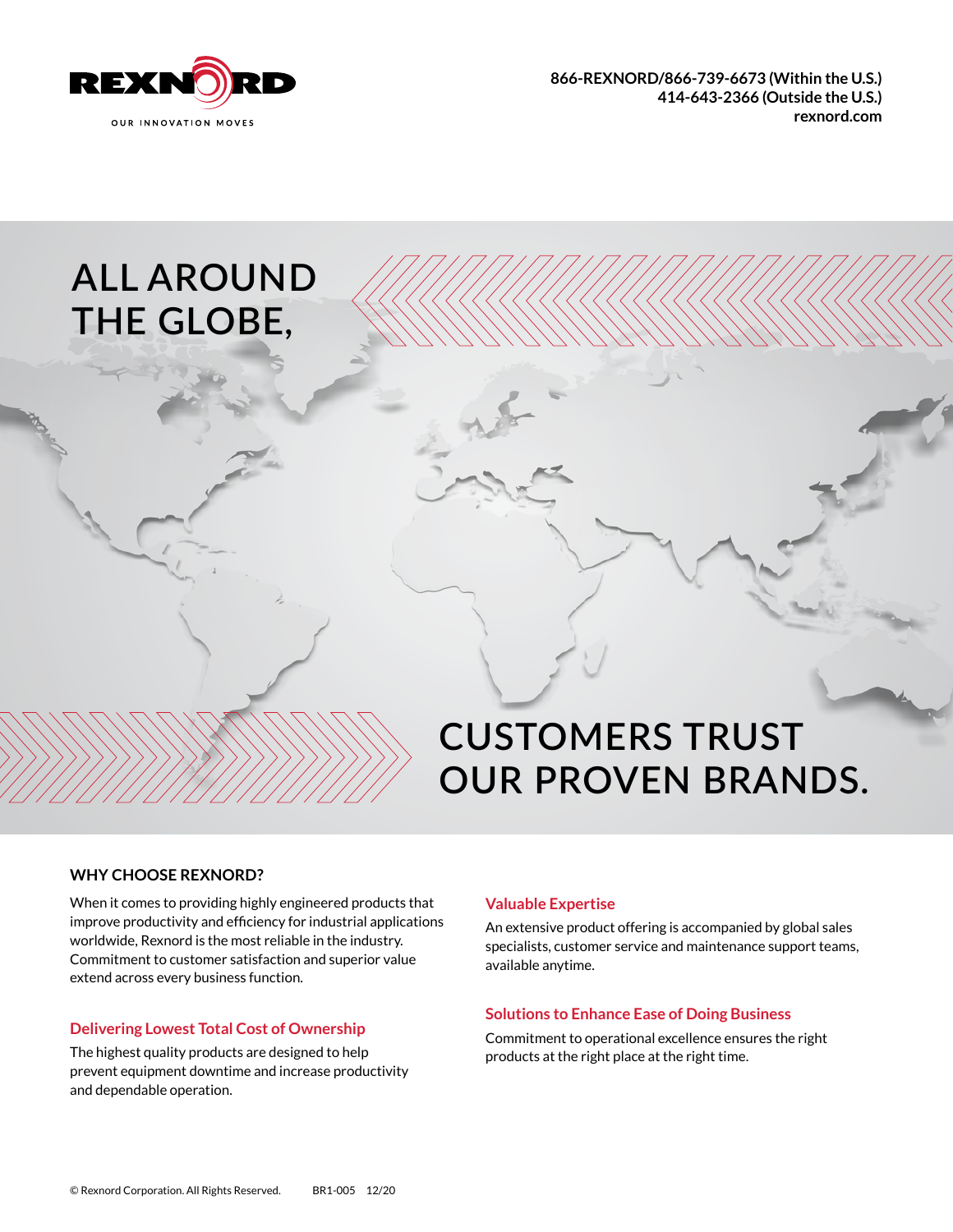REXNORD
OUR INNOVATION MOVES

**866-REXNORD/866-739-6673 (Within the U.S.)**
**414-643-2366 (Outside the U.S.)**
**rexnord.com**

# ALL AROUND THE GLOBE,

# CUSTOMERS TRUST OUR PROVEN BRANDS.

### WHY CHOOSE REXNORD?

When it comes to providing highly engineered products that improve productivity and efficiency for industrial applications worldwide, Rexnord is the most reliable in the industry. Commitment to customer satisfaction and superior value extend across every business function.

#### Delivering Lowest Total Cost of Ownership

The highest quality products are designed to help prevent equipment downtime and increase productivity and dependable operation.

#### Valuable Expertise

An extensive product offering is accompanied by global sales specialists, customer service and maintenance support teams, available anytime.

#### Solutions to Enhance Ease of Doing Business

Commitment to operational excellence ensures the right products at the right place at the right time.

© Rexnord Corporation. All Rights Reserved. BR1-005 12/20